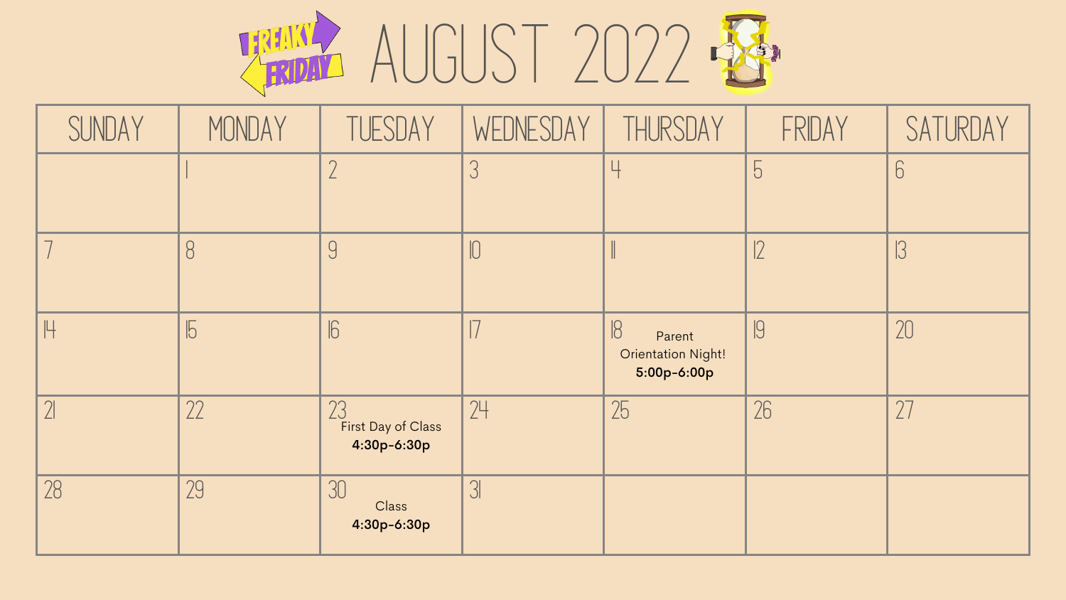# FREAKY FRIDAY AUGUST 2022

| SUNDAY | MONDAY | TUESDAY | WEDNESDAY | THURSDAY | FRIDAY | SATURDAY |
|---|---|---|---|---|---|---|
| | 1 | 2 | 3 | 4 | 5 | 6 |
| 7 | 8 | 9 | 10 | 11 | 12 | 13 |
| 14 | 15 | 16 | 17 | 18 Parent Orientation Night! **5:00p-6:00p** | 19 | 20 |
| 21 | 22 | 23 First Day of Class **4:30p-6:30p** | 24 | 25 | 26 | 27 |
| 28 | 29 | 30 Class **4:30p-6:30p** | 31 | | | |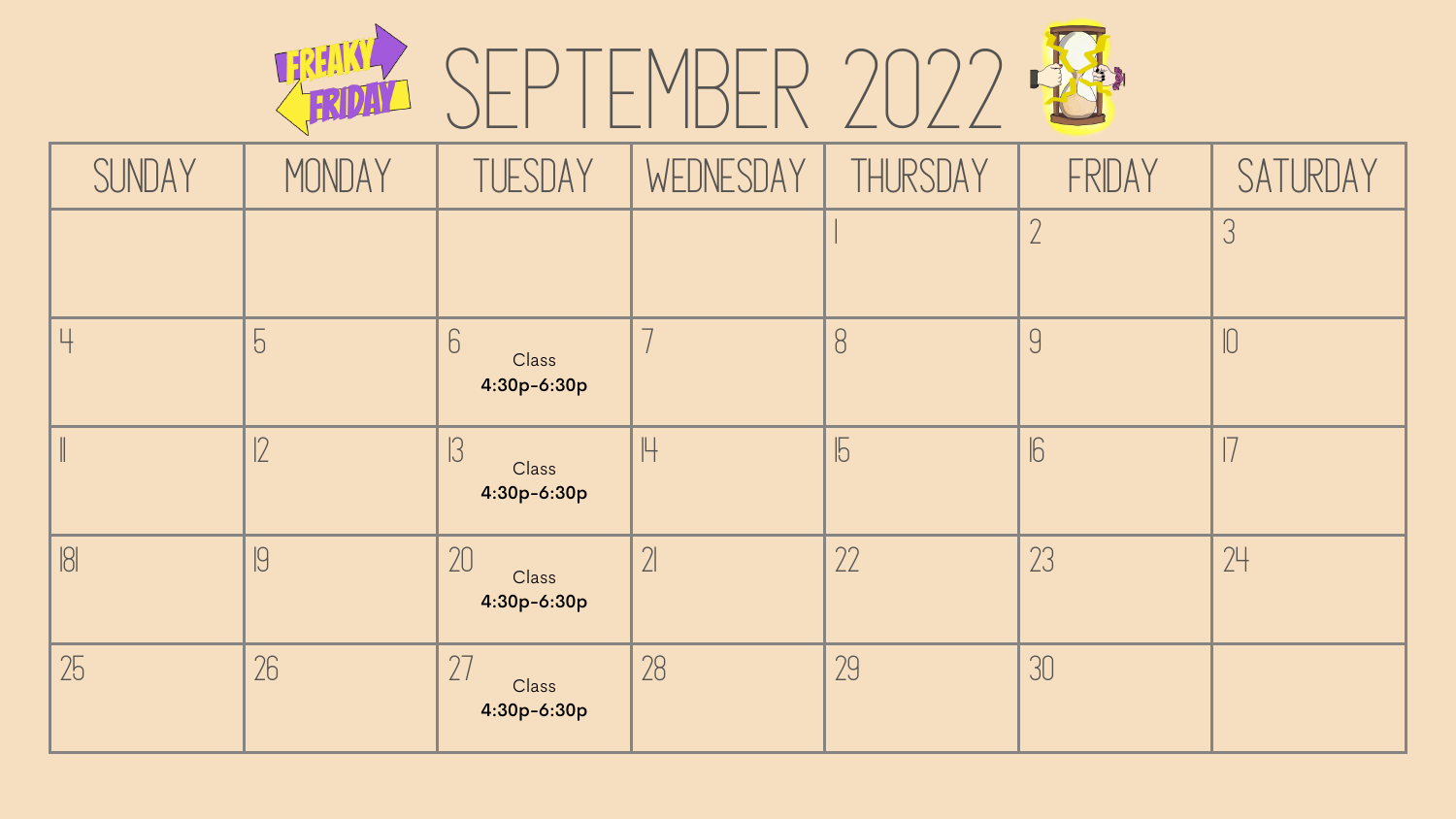# Freaky Friday — SEPTEMBER 2022

| SUNDAY | MONDAY | TUESDAY | WEDNESDAY | THURSDAY | FRIDAY | SATURDAY |
|---|---|---|---|---|---|---|
| | | | | 1 | 2 | 3 |
| 4 | 5 | 6 Class **4:30p-6:30p** | 7 | 8 | 9 | 10 |
| 11 | 12 | 13 Class **4:30p-6:30p** | 14 | 15 | 16 | 17 |
| 18 | 19 | 20 Class **4:30p-6:30p** | 21 | 22 | 23 | 24 |
| 25 | 26 | 27 Class **4:30p-6:30p** | 28 | 29 | 30 | |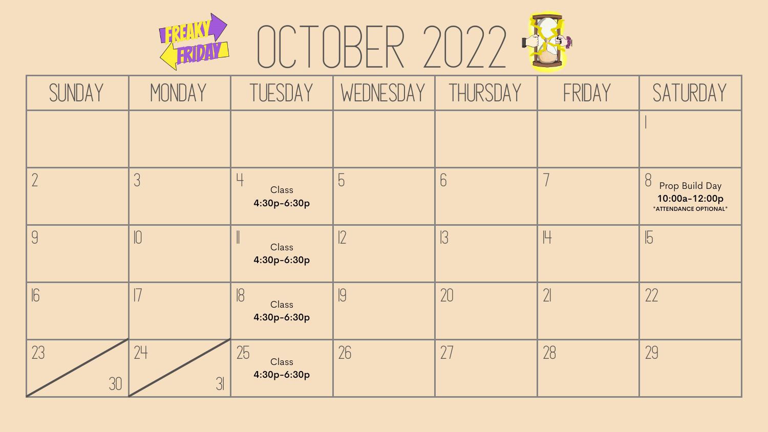# FREAKY FRIDAY — OCTOBER 2022

| SUNDAY | MONDAY | TUESDAY | WEDNESDAY | THURSDAY | FRIDAY | SATURDAY |
| --- | --- | --- | --- | --- | --- | --- |
| | | | | | | 1 |
| 2 | 3 | 4 Class **4:30p-6:30p** | 5 | 6 | 7 | 8 Prop Build Day **10:00a-12:00p** *ATTENDANCE OPTIONAL* |
| 9 | 10 | 11 Class **4:30p-6:30p** | 12 | 13 | 14 | 15 |
| 16 | 17 | 18 Class **4:30p-6:30p** | 19 | 20 | 21 | 22 |
| 23 / 30 | 24 / 31 | 25 Class **4:30p-6:30p** | 26 | 27 | 28 | 29 |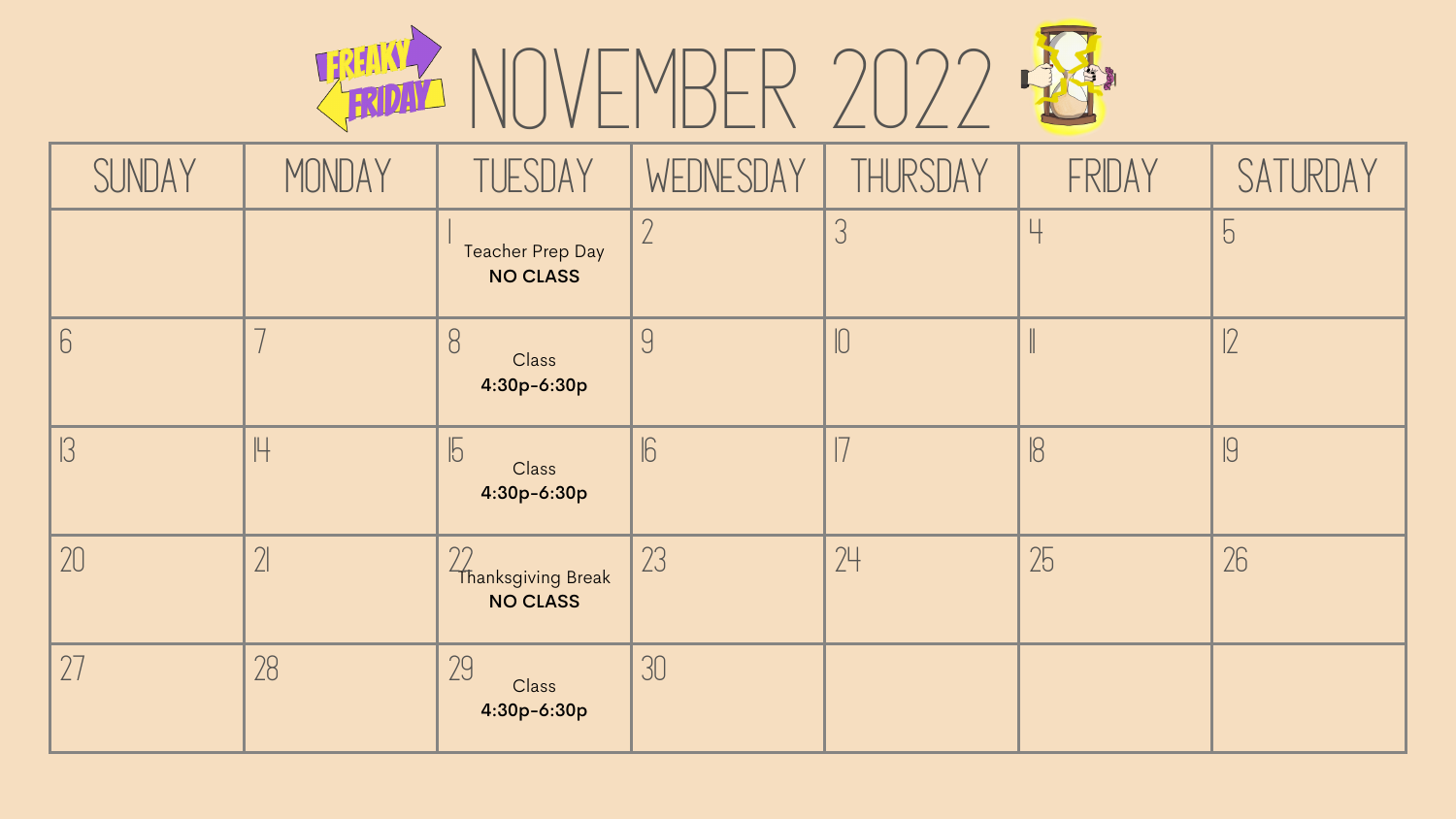# NOVEMBER 2022

FREAKY FRIDAY

| SUNDAY | MONDAY | TUESDAY | WEDNESDAY | THURSDAY | FRIDAY | SATURDAY |
|---|---|---|---|---|---|---|
| | | 1 Teacher Prep Day **NO CLASS** | 2 | 3 | 4 | 5 |
| 6 | 7 | 8 Class **4:30p-6:30p** | 9 | 10 | 11 | 12 |
| 13 | 14 | 15 Class **4:30p-6:30p** | 16 | 17 | 18 | 19 |
| 20 | 21 | 22 Thanksgiving Break **NO CLASS** | 23 | 24 | 25 | 26 |
| 27 | 28 | 29 Class **4:30p-6:30p** | 30 | | | |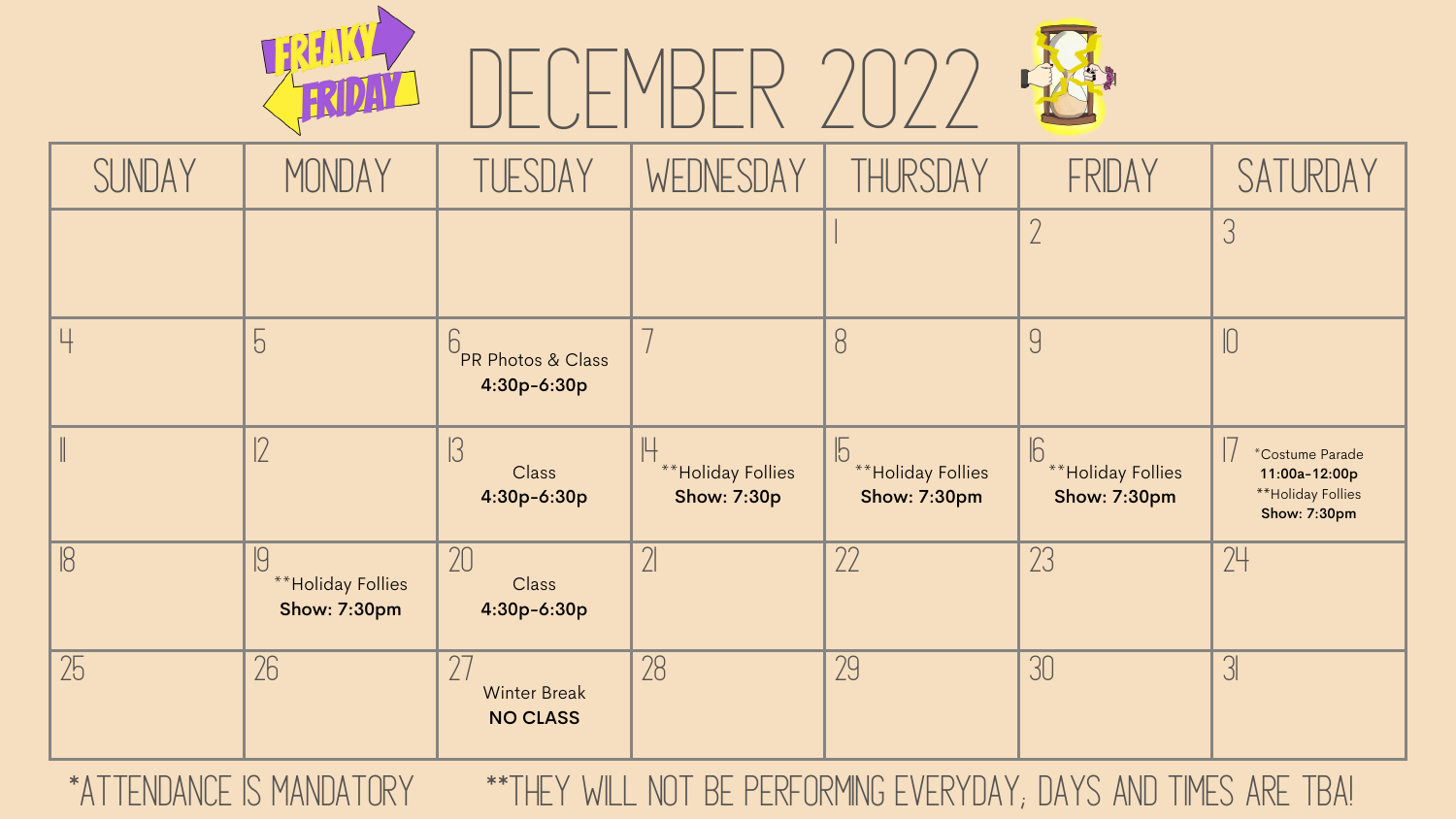# FREAKY FRIDAY DECEMBER 2022

| SUNDAY | MONDAY | TUESDAY | WEDNESDAY | THURSDAY | FRIDAY | SATURDAY |
|---|---|---|---|---|---|---|
| | | | | 1 | 2 | 3 |
| 4 | 5 | 6 PR Photos & Class **4:30p-6:30p** | 7 | 8 | 9 | 10 |
| 11 | 12 | 13 Class **4:30p-6:30p** | 14 **Holiday Follies **Show: 7:30p** | 15 **Holiday Follies **Show: 7:30pm** | 16 **Holiday Follies **Show: 7:30pm** | 17 *Costume Parade **11:00a-12:00p** **Holiday Follies **Show: 7:30pm** |
| 18 | 19 **Holiday Follies **Show: 7:30pm** | 20 Class **4:30p-6:30p** | 21 | 22 | 23 | 24 |
| 25 | 26 | 27 Winter Break **NO CLASS** | 28 | 29 | 30 | 31 |

*ATTENDANCE IS MANDATORY

**THEY WILL NOT BE PERFORMING EVERYDAY; DAYS AND TIMES ARE TBA!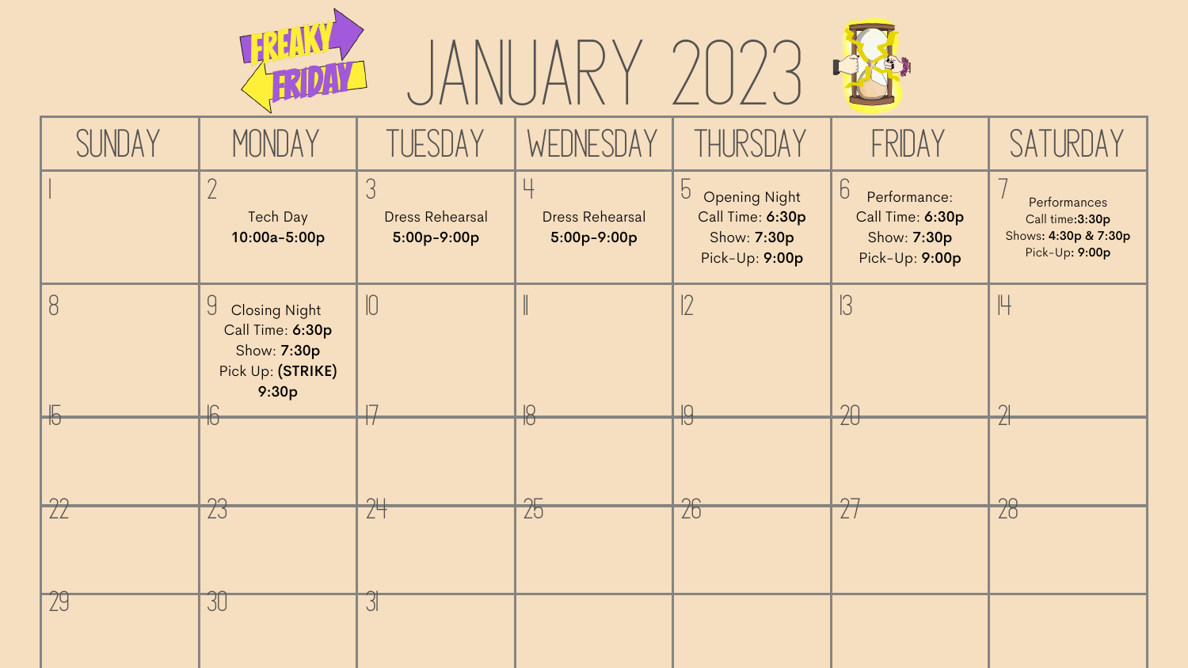# JANUARY 2023

| SUNDAY | MONDAY | TUESDAY | WEDNESDAY | THURSDAY | FRIDAY | SATURDAY |
|---|---|---|---|---|---|---|
| 1 | 2 Tech Day **10:00a-5:00p** | 3 Dress Rehearsal **5:00p-9:00p** | 4 Dress Rehearsal **5:00p-9:00p** | 5 Opening Night Call Time: **6:30p** Show: **7:30p** Pick-Up: **9:00p** | 6 Performance: Call Time: **6:30p** Show: **7:30p** Pick-Up: **9:00p** | 7 Performances Call time**:3:30p** Shows: **4:30p & 7:30p** Pick-Up**: 9:00p** |
| 8 | 9 Closing Night Call Time: **6:30p** Show: **7:30p** Pick Up: **(STRIKE) 9:30p** | 10 | 11 | 12 | 13 | 14 |
| 15 | 16 | 17 | 18 | 19 | 20 | 21 |
| 22 | 23 | 24 | 25 | 26 | 27 | 28 |
| 29 | 30 | 31 | | | | |